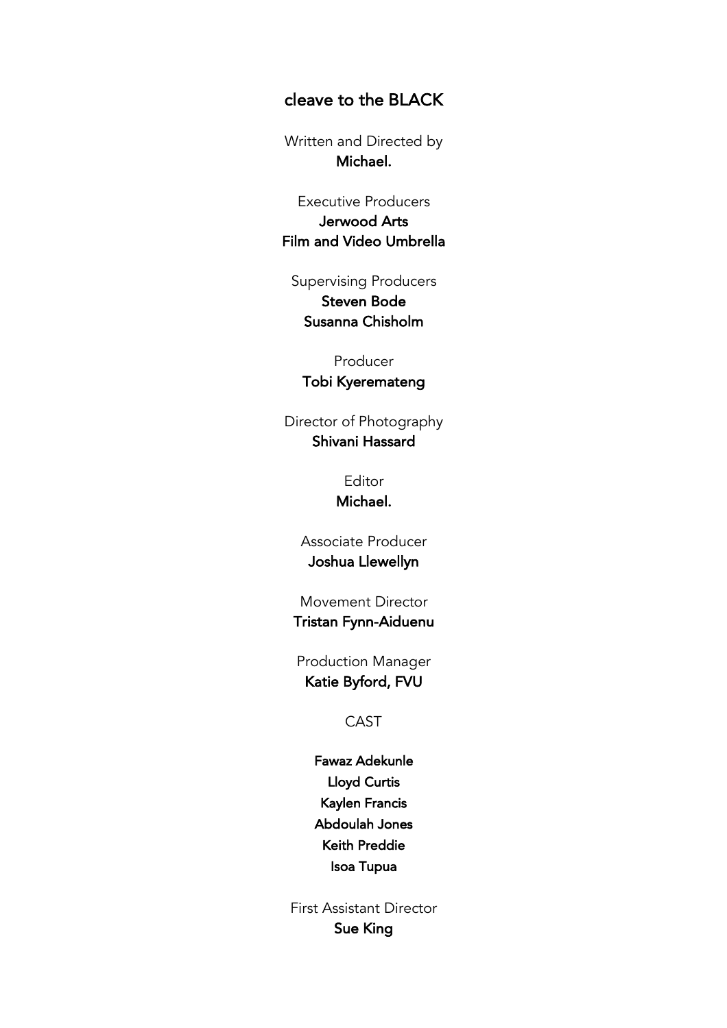# cleave to the BLACK

Written and Directed by
**Michael.**

Executive Producers
**Jerwood Arts**
**Film and Video Umbrella**

Supervising Producers
**Steven Bode**
**Susanna Chisholm**

Producer
**Tobi Kyeremateng**

Director of Photography
**Shivani Hassard**

Editor
**Michael.**

Associate Producer
**Joshua Llewellyn**

Movement Director
**Tristan Fynn-Aiduenu**

Production Manager
**Katie Byford, FVU**

CAST

**Fawaz Adekunle**
**Lloyd Curtis**
**Kaylen Francis**
**Abdoulah Jones**
**Keith Preddie**
**Isoa Tupua**

First Assistant Director
**Sue King**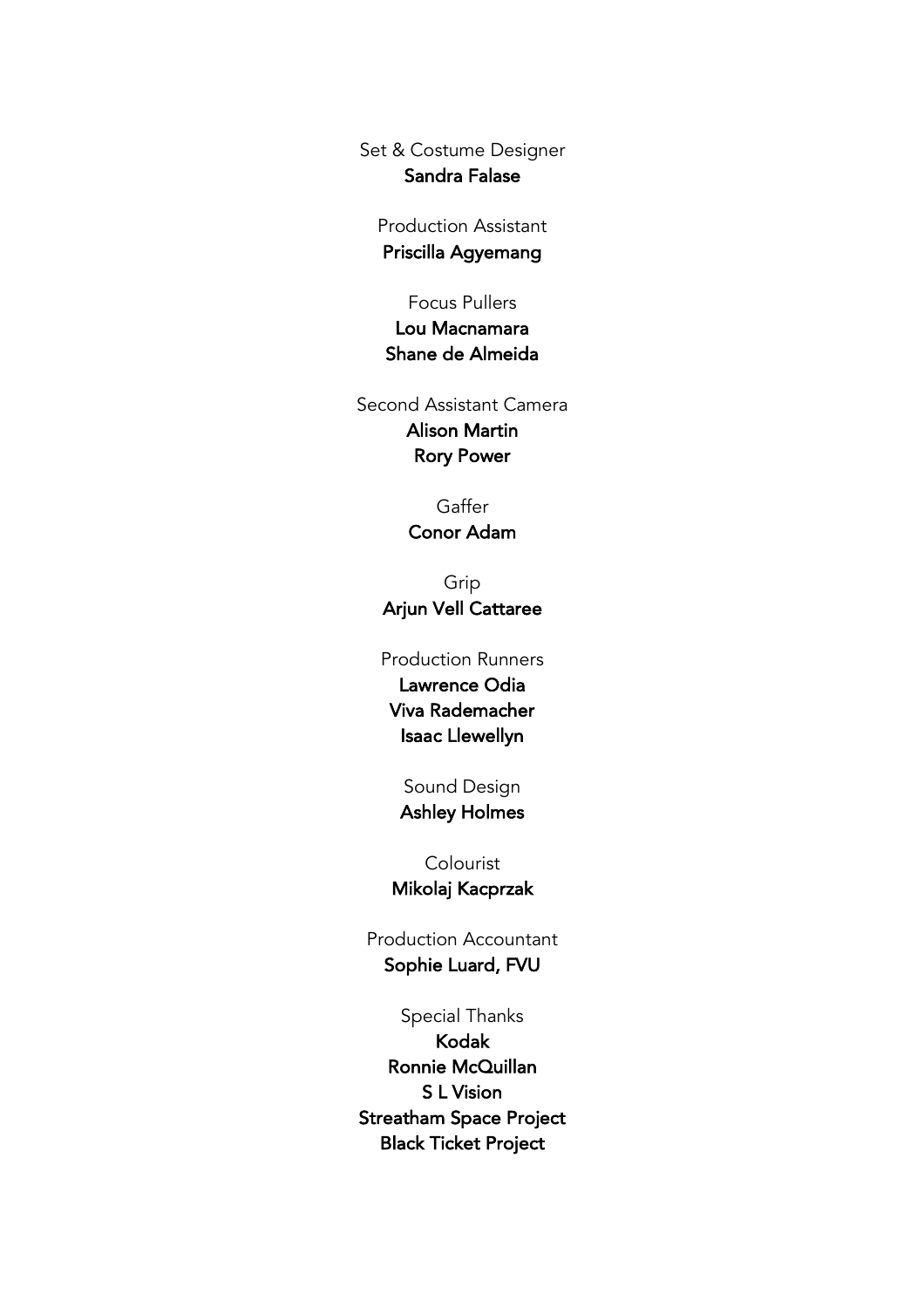Set & Costume Designer
**Sandra Falase**

Production Assistant
**Priscilla Agyemang**

Focus Pullers
**Lou Macnamara**
**Shane de Almeida**

Second Assistant Camera
**Alison Martin**
**Rory Power**

Gaffer
**Conor Adam**

Grip
**Arjun Vell Cattaree**

Production Runners
**Lawrence Odia**
**Viva Rademacher**
**Isaac Llewellyn**

Sound Design
**Ashley Holmes**

Colourist
**Mikolaj Kacprzak**

Production Accountant
**Sophie Luard, FVU**

Special Thanks
**Kodak**
**Ronnie McQuillan**
**S L Vision**
**Streatham Space Project**
**Black Ticket Project**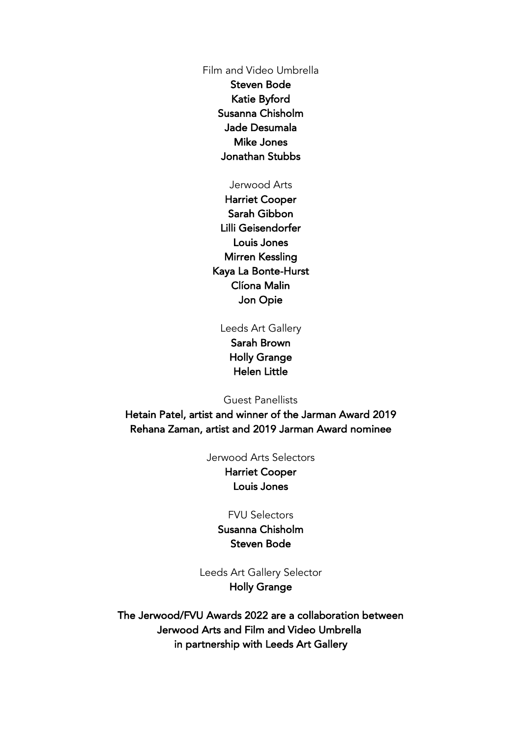Film and Video Umbrella

**Steven Bode**
**Katie Byford**
**Susanna Chisholm**
**Jade Desumala**
**Mike Jones**
**Jonathan Stubbs**

Jerwood Arts

**Harriet Cooper**
**Sarah Gibbon**
**Lilli Geisendorfer**
**Louis Jones**
**Mirren Kessling**
**Kaya La Bonte-Hurst**
**Clíona Malin**
**Jon Opie**

Leeds Art Gallery

**Sarah Brown**
**Holly Grange**
**Helen Little**

Guest Panellists

**Hetain Patel, artist and winner of the Jarman Award 2019**
**Rehana Zaman, artist and 2019 Jarman Award nominee**

Jerwood Arts Selectors

**Harriet Cooper**
**Louis Jones**

FVU Selectors

**Susanna Chisholm**
**Steven Bode**

Leeds Art Gallery Selector

**Holly Grange**

**The Jerwood/FVU Awards 2022 are a collaboration between Jerwood Arts and Film and Video Umbrella in partnership with Leeds Art Gallery**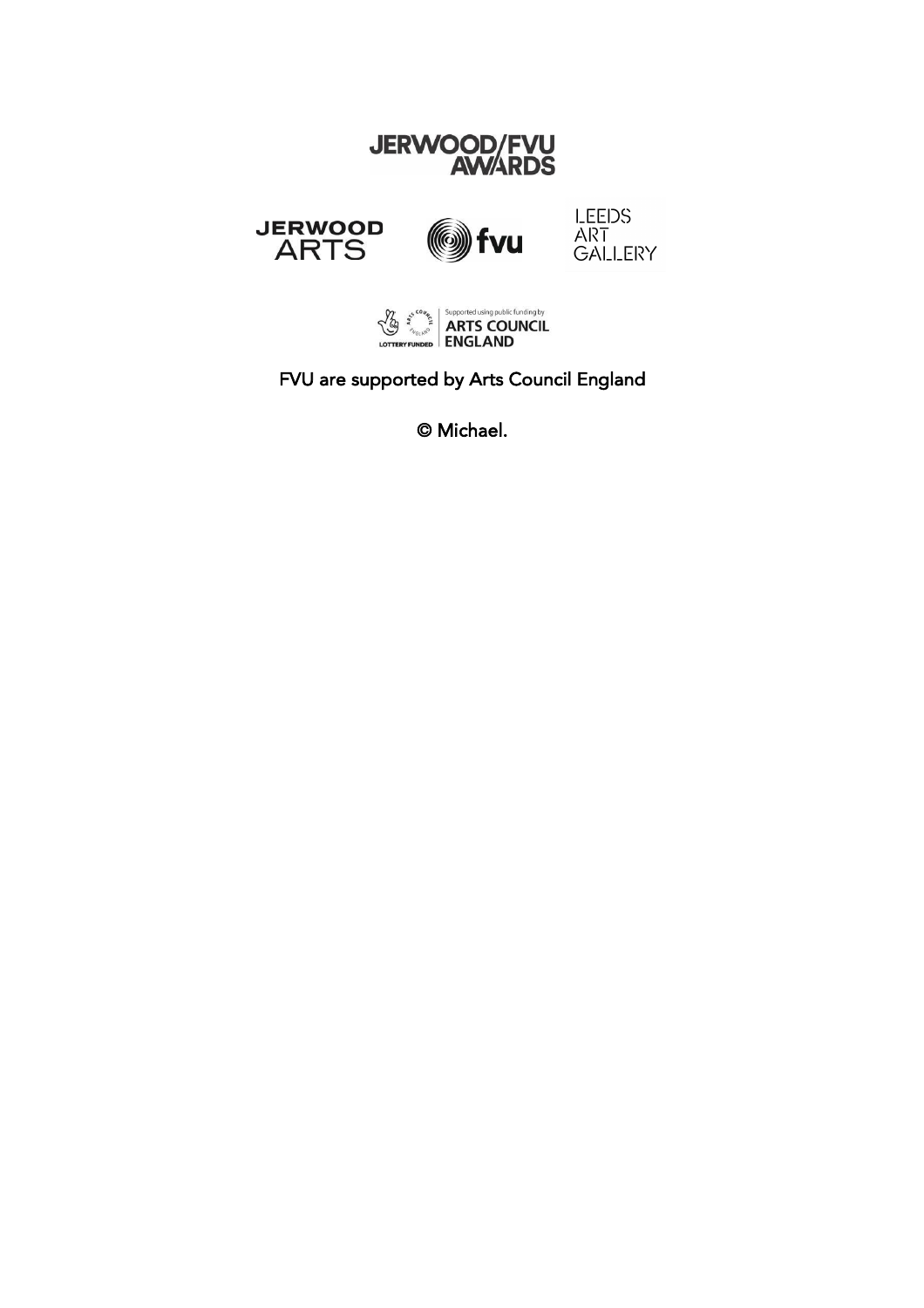FVU are supported by Arts Council England

© Michael.